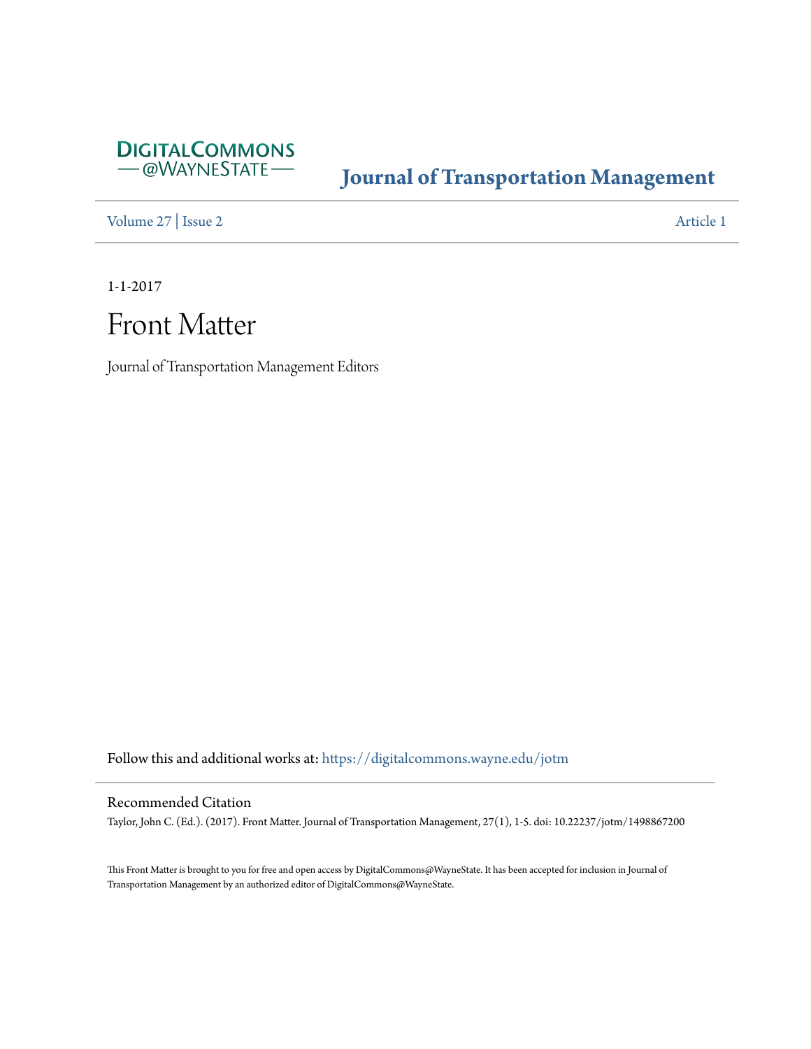DIGITALCOMMONS
— @WAYNESTATE —

# Journal of Transportation Management

Volume 27 | Issue 2 Article 1

1-1-2017

# Front Matter

Journal of Transportation Management Editors

Follow this and additional works at: https://digitalcommons.wayne.edu/jotm

## Recommended Citation

Taylor, John C. (Ed.). (2017). Front Matter. Journal of Transportation Management, 27(1), 1-5. doi: 10.22237/jotm/1498867200

This Front Matter is brought to you for free and open access by DigitalCommons@WayneState. It has been accepted for inclusion in Journal of Transportation Management by an authorized editor of DigitalCommons@WayneState.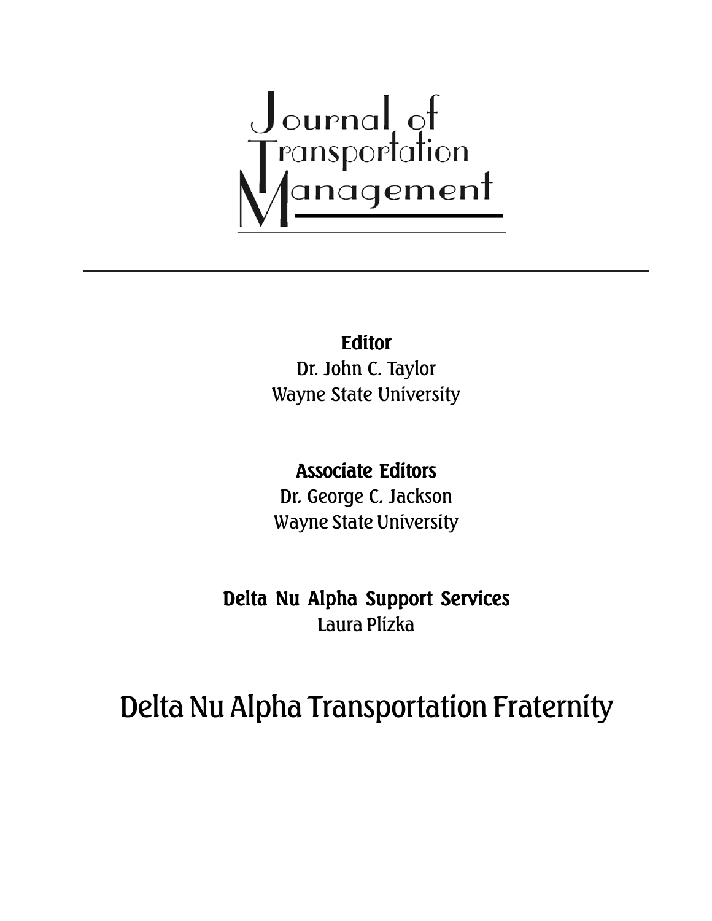# Journal of Transportation Management

**Editor**

Dr. John C. Taylor
Wayne State University

**Associate Editors**

Dr. George C. Jackson
Wayne State University

**Delta Nu Alpha Support Services**

Laura Plízka

## Delta Nu Alpha Transportation Fraternity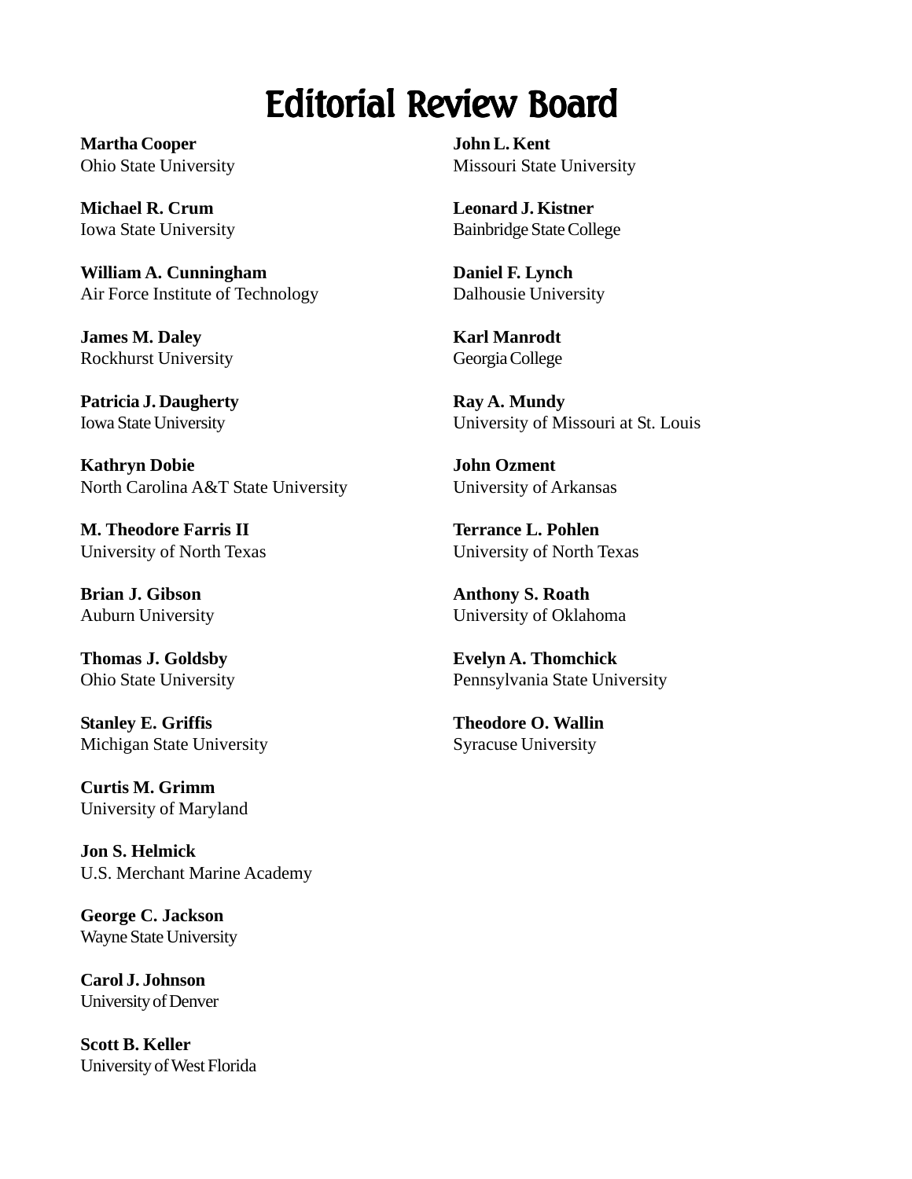# Editorial Review Board

**Martha Cooper**
Ohio State University

**Michael R. Crum**
Iowa State University

**William A. Cunningham**
Air Force Institute of Technology

**James M. Daley**
Rockhurst University

**Patricia J. Daugherty**
Iowa State University

**Kathryn Dobie**
North Carolina A&T State University

**M. Theodore Farris II**
University of North Texas

**Brian J. Gibson**
Auburn University

**Thomas J. Goldsby**
Ohio State University

**Stanley E. Griffis**
Michigan State University

**Curtis M. Grimm**
University of Maryland

**Jon S. Helmick**
U.S. Merchant Marine Academy

**George C. Jackson**
Wayne State University

**Carol J. Johnson**
University of Denver

**Scott B. Keller**
University of West Florida

**John L. Kent**
Missouri State University

**Leonard J. Kistner**
Bainbridge State College

**Daniel F. Lynch**
Dalhousie University

**Karl Manrodt**
Georgia College

**Ray A. Mundy**
University of Missouri at St. Louis

**John Ozment**
University of Arkansas

**Terrance L. Pohlen**
University of North Texas

**Anthony S. Roath**
University of Oklahoma

**Evelyn A. Thomchick**
Pennsylvania State University

**Theodore O. Wallin**
Syracuse University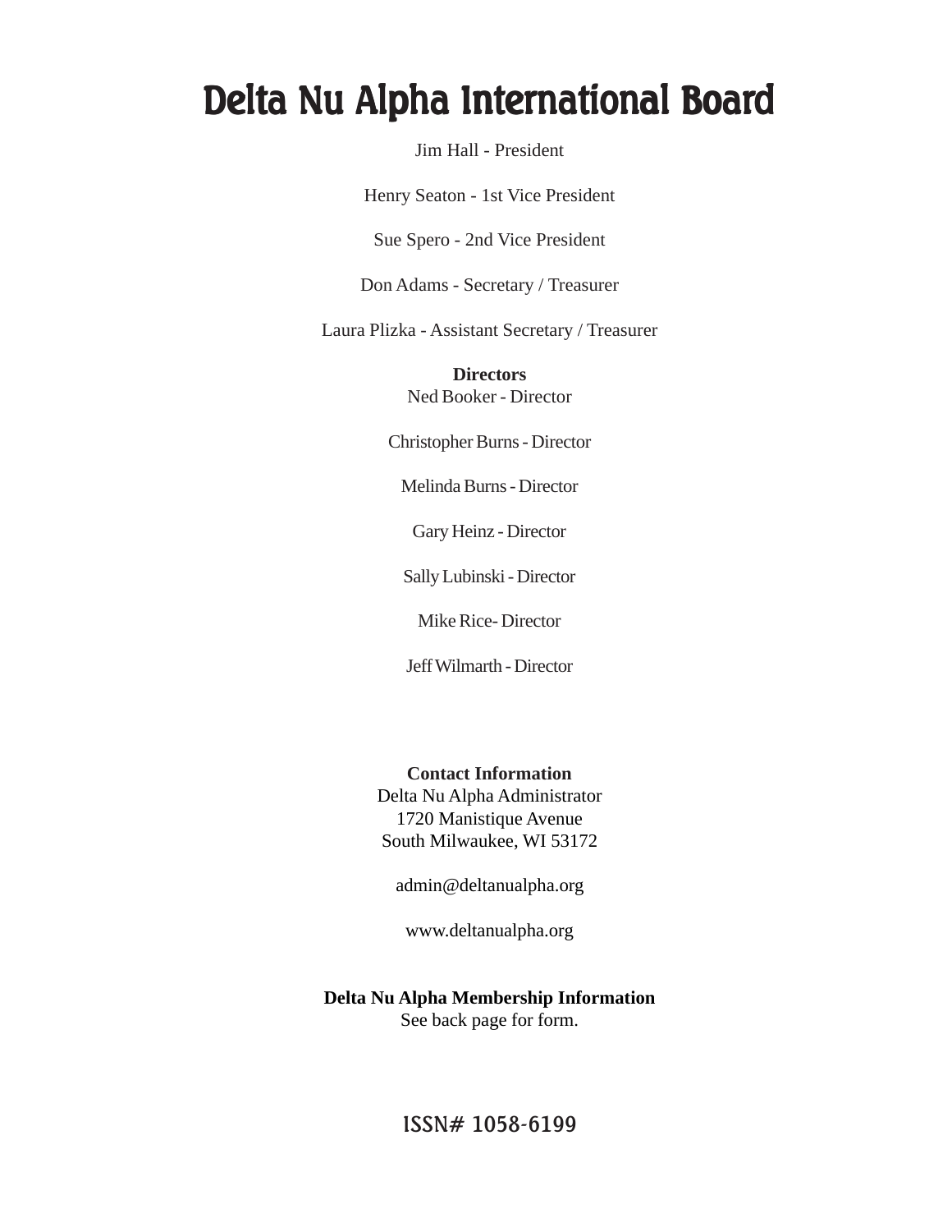# Delta Nu Alpha International Board

Jim Hall - President

Henry Seaton - 1st Vice President

Sue Spero - 2nd Vice President

Don Adams - Secretary / Treasurer

Laura Plizka - Assistant Secretary / Treasurer

**Directors**

Ned Booker - Director

Christopher Burns - Director

Melinda Burns - Director

Gary Heinz - Director

Sally Lubinski - Director

Mike Rice- Director

Jeff Wilmarth - Director

**Contact Information**

Delta Nu Alpha Administrator
1720 Manistique Avenue
South Milwaukee, WI 53172

admin@deltanualpha.org

www.deltanualpha.org

**Delta Nu Alpha Membership Information**

See back page for form.

ISSN# 1058-6199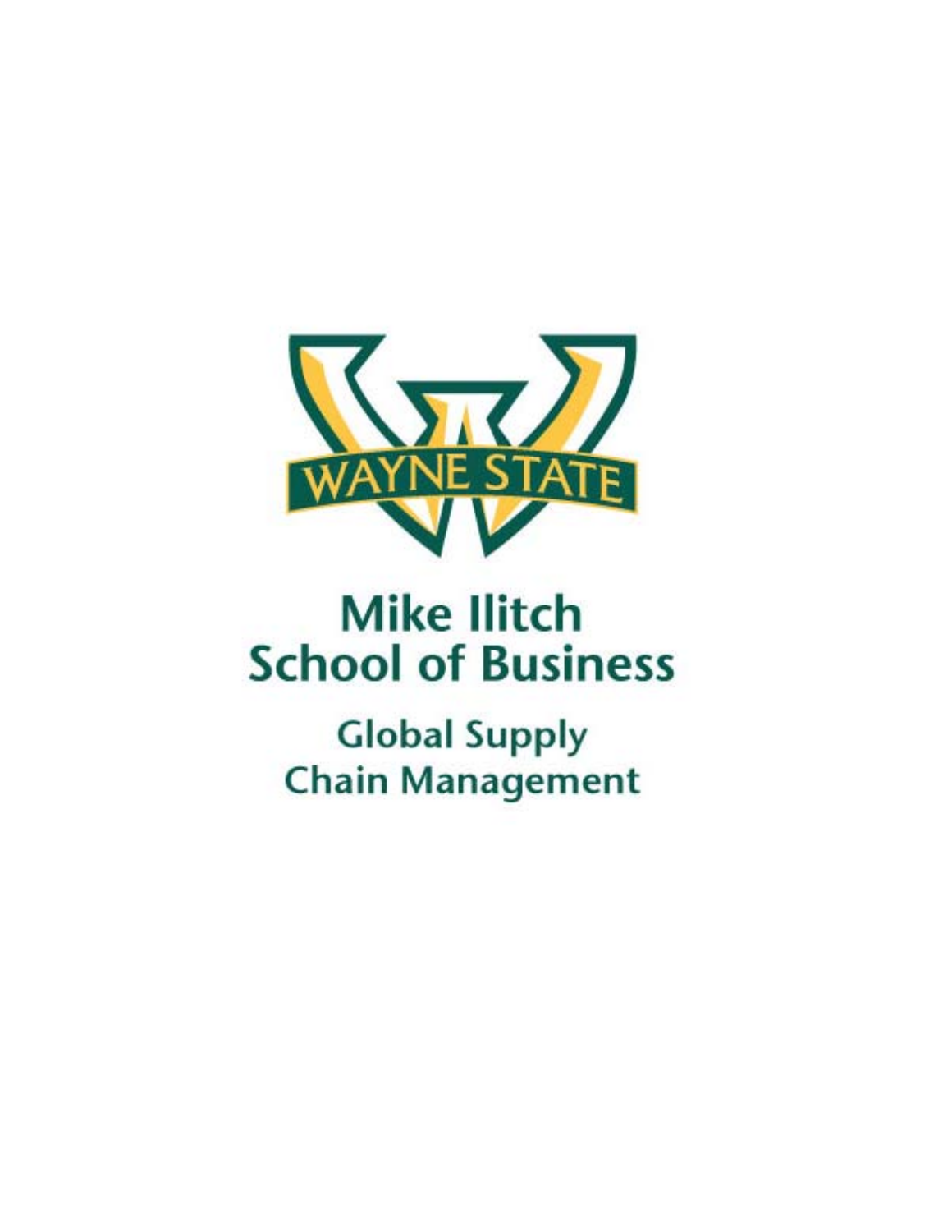WAYNE STATE

# Mike Ilitch School of Business

## Global Supply Chain Management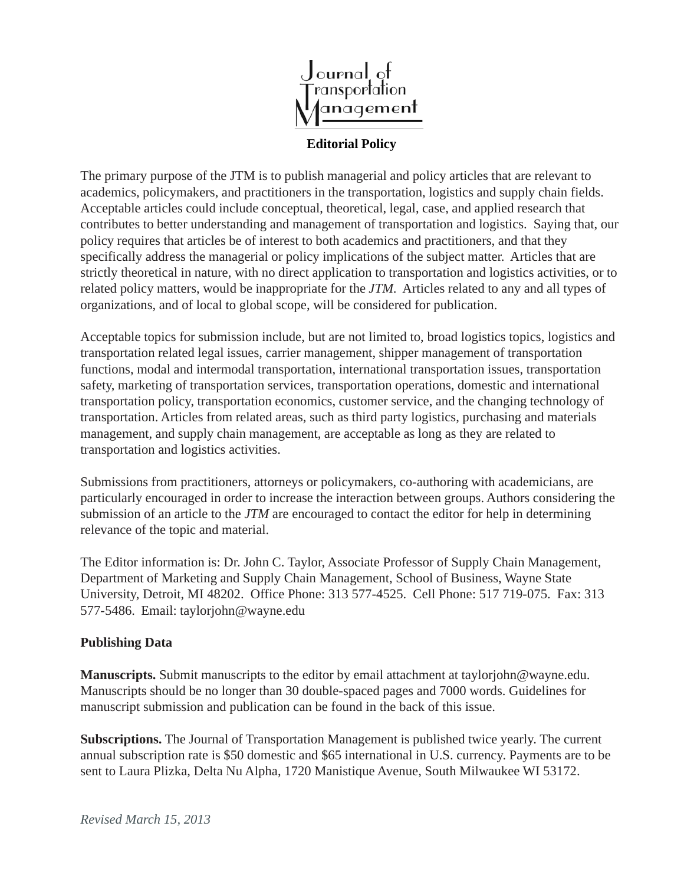# Journal of Transportation Management

## Editorial Policy

The primary purpose of the JTM is to publish managerial and policy articles that are relevant to academics, policymakers, and practitioners in the transportation, logistics and supply chain fields. Acceptable articles could include conceptual, theoretical, legal, case, and applied research that contributes to better understanding and management of transportation and logistics. Saying that, our policy requires that articles be of interest to both academics and practitioners, and that they specifically address the managerial or policy implications of the subject matter. Articles that are strictly theoretical in nature, with no direct application to transportation and logistics activities, or to related policy matters, would be inappropriate for the *JTM*. Articles related to any and all types of organizations, and of local to global scope, will be considered for publication.

Acceptable topics for submission include, but are not limited to, broad logistics topics, logistics and transportation related legal issues, carrier management, shipper management of transportation functions, modal and intermodal transportation, international transportation issues, transportation safety, marketing of transportation services, transportation operations, domestic and international transportation policy, transportation economics, customer service, and the changing technology of transportation. Articles from related areas, such as third party logistics, purchasing and materials management, and supply chain management, are acceptable as long as they are related to transportation and logistics activities.

Submissions from practitioners, attorneys or policymakers, co-authoring with academicians, are particularly encouraged in order to increase the interaction between groups. Authors considering the submission of an article to the *JTM* are encouraged to contact the editor for help in determining relevance of the topic and material.

The Editor information is: Dr. John C. Taylor, Associate Professor of Supply Chain Management, Department of Marketing and Supply Chain Management, School of Business, Wayne State University, Detroit, MI 48202. Office Phone: 313 577-4525. Cell Phone: 517 719-075. Fax: 313 577-5486. Email: taylorjohn@wayne.edu

## Publishing Data

**Manuscripts.** Submit manuscripts to the editor by email attachment at taylorjohn@wayne.edu. Manuscripts should be no longer than 30 double-spaced pages and 7000 words. Guidelines for manuscript submission and publication can be found in the back of this issue.

**Subscriptions.** The Journal of Transportation Management is published twice yearly. The current annual subscription rate is $50 domestic and $65 international in U.S. currency. Payments are to be sent to Laura Plizka, Delta Nu Alpha, 1720 Manistique Avenue, South Milwaukee WI 53172.

*Revised March 15, 2013*